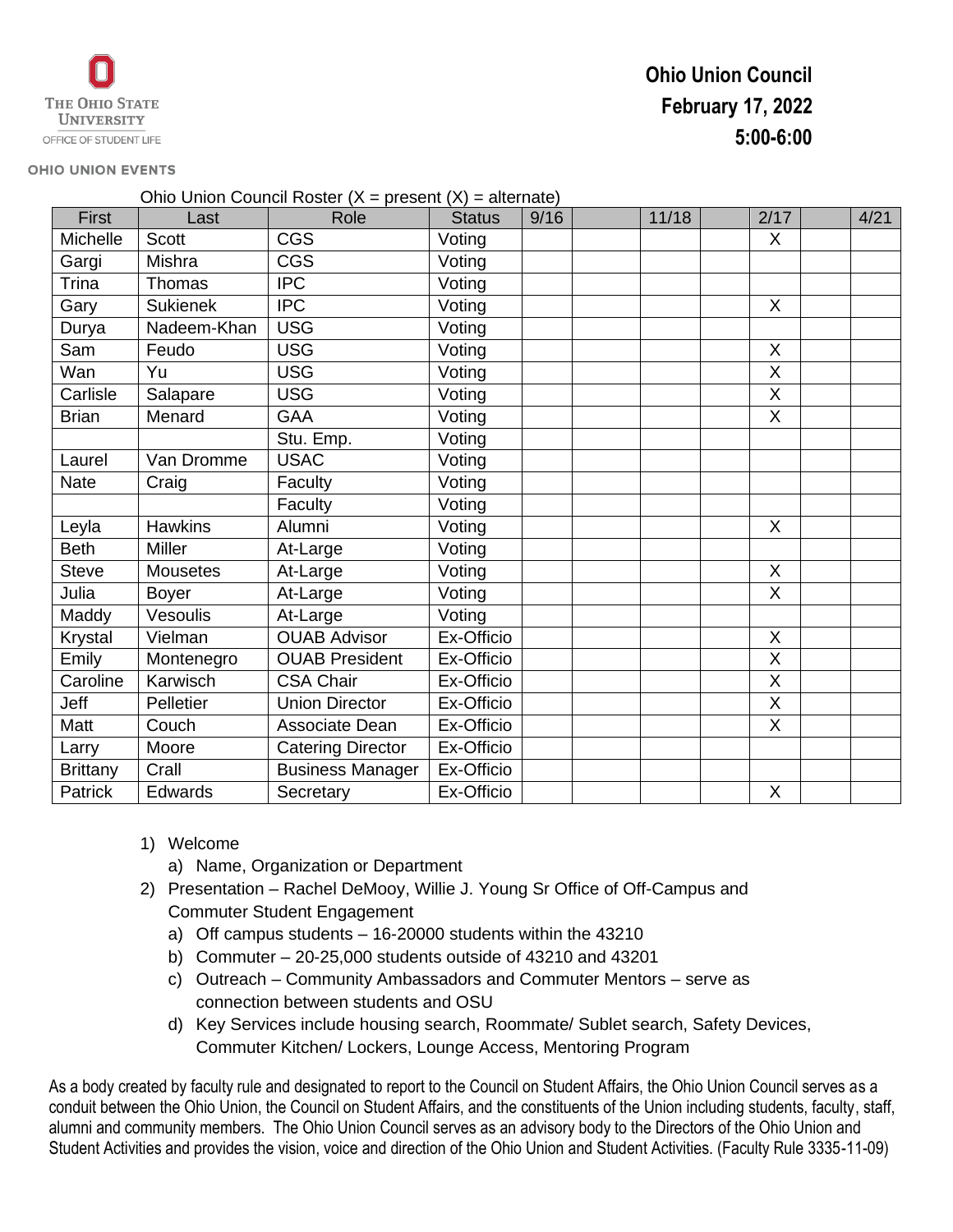THE OHIO STATE UNIVERSITY
OFFICE OF STUDENT LIFE

OHIO UNION EVENTS

# Ohio Union Council
## February 17, 2022
## 5:00-6:00

Ohio Union Council Roster (X = present (X) = alternate)

| First | Last | Role | Status | 9/16 | | 11/18 | | 2/17 | | 4/21 |
|---|---|---|---|---|---|---|---|---|---|---|
| Michelle | Scott | CGS | Voting | | | | | X | | |
| Gargi | Mishra | CGS | Voting | | | | | | | |
| Trina | Thomas | IPC | Voting | | | | | | | |
| Gary | Sukienek | IPC | Voting | | | | | X | | |
| Durya | Nadeem-Khan | USG | Voting | | | | | | | |
| Sam | Feudo | USG | Voting | | | | | X | | |
| Wan | Yu | USG | Voting | | | | | X | | |
| Carlisle | Salapare | USG | Voting | | | | | X | | |
| Brian | Menard | GAA | Voting | | | | | X | | |
| | | Stu. Emp. | Voting | | | | | | | |
| Laurel | Van Dromme | USAC | Voting | | | | | | | |
| Nate | Craig | Faculty | Voting | | | | | | | |
| | | Faculty | Voting | | | | | | | |
| Leyla | Hawkins | Alumni | Voting | | | | | X | | |
| Beth | Miller | At-Large | Voting | | | | | | | |
| Steve | Mousetes | At-Large | Voting | | | | | X | | |
| Julia | Boyer | At-Large | Voting | | | | | X | | |
| Maddy | Vesoulis | At-Large | Voting | | | | | | | |
| Krystal | Vielman | OUAB Advisor | Ex-Officio | | | | | X | | |
| Emily | Montenegro | OUAB President | Ex-Officio | | | | | X | | |
| Caroline | Karwisch | CSA Chair | Ex-Officio | | | | | X | | |
| Jeff | Pelletier | Union Director | Ex-Officio | | | | | X | | |
| Matt | Couch | Associate Dean | Ex-Officio | | | | | X | | |
| Larry | Moore | Catering Director | Ex-Officio | | | | | | | |
| Brittany | Crall | Business Manager | Ex-Officio | | | | | | | |
| Patrick | Edwards | Secretary | Ex-Officio | | | | | X | | |

1) Welcome
   a) Name, Organization or Department
2) Presentation – Rachel DeMooy, Willie J. Young Sr Office of Off-Campus and Commuter Student Engagement
   a) Off campus students – 16-20000 students within the 43210
   b) Commuter – 20-25,000 students outside of 43210 and 43201
   c) Outreach – Community Ambassadors and Commuter Mentors – serve as connection between students and OSU
   d) Key Services include housing search, Roommate/ Sublet search, Safety Devices, Commuter Kitchen/ Lockers, Lounge Access, Mentoring Program

As a body created by faculty rule and designated to report to the Council on Student Affairs, the Ohio Union Council serves as a conduit between the Ohio Union, the Council on Student Affairs, and the constituents of the Union including students, faculty, staff, alumni and community members. The Ohio Union Council serves as an advisory body to the Directors of the Ohio Union and Student Activities and provides the vision, voice and direction of the Ohio Union and Student Activities. (Faculty Rule 3335-11-09)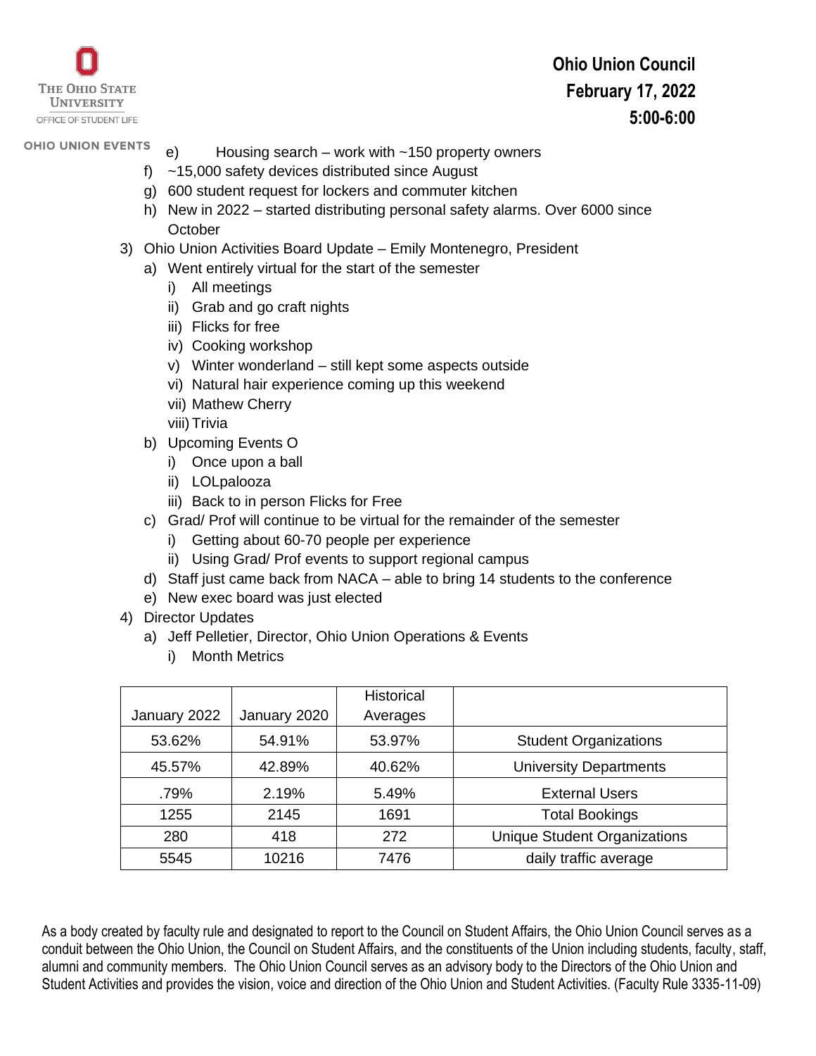e) Housing search – work with ~150 property owners
f) ~15,000 safety devices distributed since August
g) 600 student request for lockers and commuter kitchen
h) New in 2022 – started distributing personal safety alarms. Over 6000 since October

3) Ohio Union Activities Board Update – Emily Montenegro, President
   a) Went entirely virtual for the start of the semester
      i) All meetings
      ii) Grab and go craft nights
      iii) Flicks for free
      iv) Cooking workshop
      v) Winter wonderland – still kept some aspects outside
      vi) Natural hair experience coming up this weekend
      vii) Mathew Cherry
      viii) Trivia
   b) Upcoming Events O
      i) Once upon a ball
      ii) LOLpalooza
      iii) Back to in person Flicks for Free
   c) Grad/ Prof will continue to be virtual for the remainder of the semester
      i) Getting about 60-70 people per experience
      ii) Using Grad/ Prof events to support regional campus
   d) Staff just came back from NACA – able to bring 14 students to the conference
   e) New exec board was just elected
4) Director Updates
   a) Jeff Pelletier, Director, Ohio Union Operations & Events
      i) Month Metrics

| January 2022 | January 2020 | Historical Averages | |
|---|---|---|---|
| 53.62% | 54.91% | 53.97% | Student Organizations |
| 45.57% | 42.89% | 40.62% | University Departments |
| .79% | 2.19% | 5.49% | External Users |
| 1255 | 2145 | 1691 | Total Bookings |
| 280 | 418 | 272 | Unique Student Organizations |
| 5545 | 10216 | 7476 | daily traffic average |

As a body created by faculty rule and designated to report to the Council on Student Affairs, the Ohio Union Council serves as a conduit between the Ohio Union, the Council on Student Affairs, and the constituents of the Union including students, faculty, staff, alumni and community members. The Ohio Union Council serves as an advisory body to the Directors of the Ohio Union and Student Activities and provides the vision, voice and direction of the Ohio Union and Student Activities. (Faculty Rule 3335-11-09)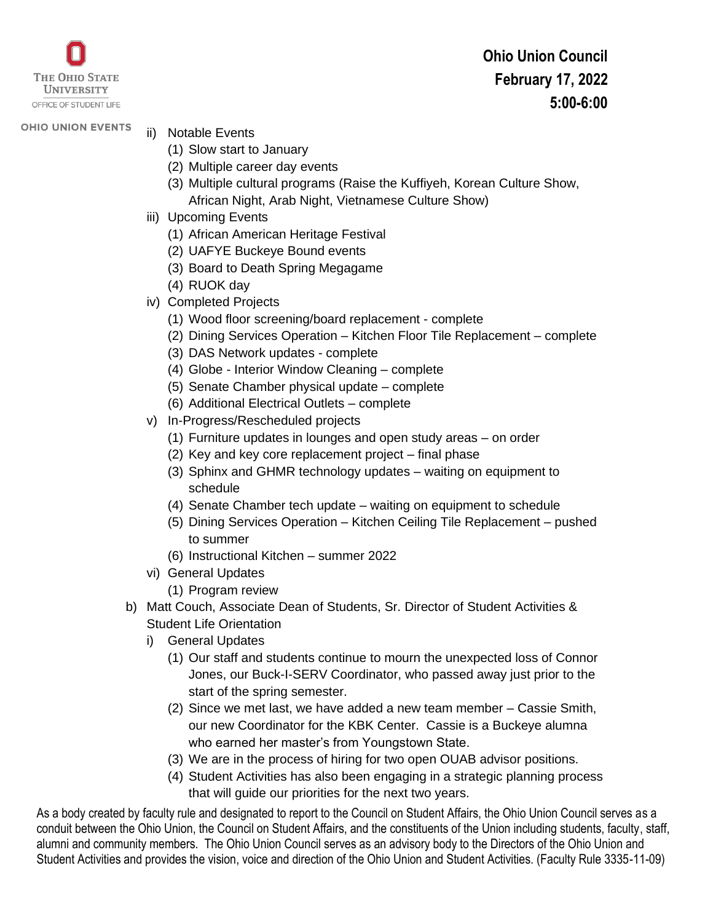ii) Notable Events
   (1) Slow start to January
   (2) Multiple career day events
   (3) Multiple cultural programs (Raise the Kuffiyeh, Korean Culture Show, African Night, Arab Night, Vietnamese Culture Show)

iii) Upcoming Events
   (1) African American Heritage Festival
   (2) UAFYE Buckeye Bound events
   (3) Board to Death Spring Megagame
   (4) RUOK day

iv) Completed Projects
   (1) Wood floor screening/board replacement - complete
   (2) Dining Services Operation – Kitchen Floor Tile Replacement – complete
   (3) DAS Network updates - complete
   (4) Globe - Interior Window Cleaning – complete
   (5) Senate Chamber physical update – complete
   (6) Additional Electrical Outlets – complete

v) In-Progress/Rescheduled projects
   (1) Furniture updates in lounges and open study areas – on order
   (2) Key and key core replacement project – final phase
   (3) Sphinx and GHMR technology updates – waiting on equipment to schedule
   (4) Senate Chamber tech update – waiting on equipment to schedule
   (5) Dining Services Operation – Kitchen Ceiling Tile Replacement – pushed to summer
   (6) Instructional Kitchen – summer 2022

vi) General Updates
   (1) Program review

b) Matt Couch, Associate Dean of Students, Sr. Director of Student Activities & Student Life Orientation

   i) General Updates
      (1) Our staff and students continue to mourn the unexpected loss of Connor Jones, our Buck-I-SERV Coordinator, who passed away just prior to the start of the spring semester.
      (2) Since we met last, we have added a new team member – Cassie Smith, our new Coordinator for the KBK Center. Cassie is a Buckeye alumna who earned her master's from Youngstown State.
      (3) We are in the process of hiring for two open OUAB advisor positions.
      (4) Student Activities has also been engaging in a strategic planning process that will guide our priorities for the next two years.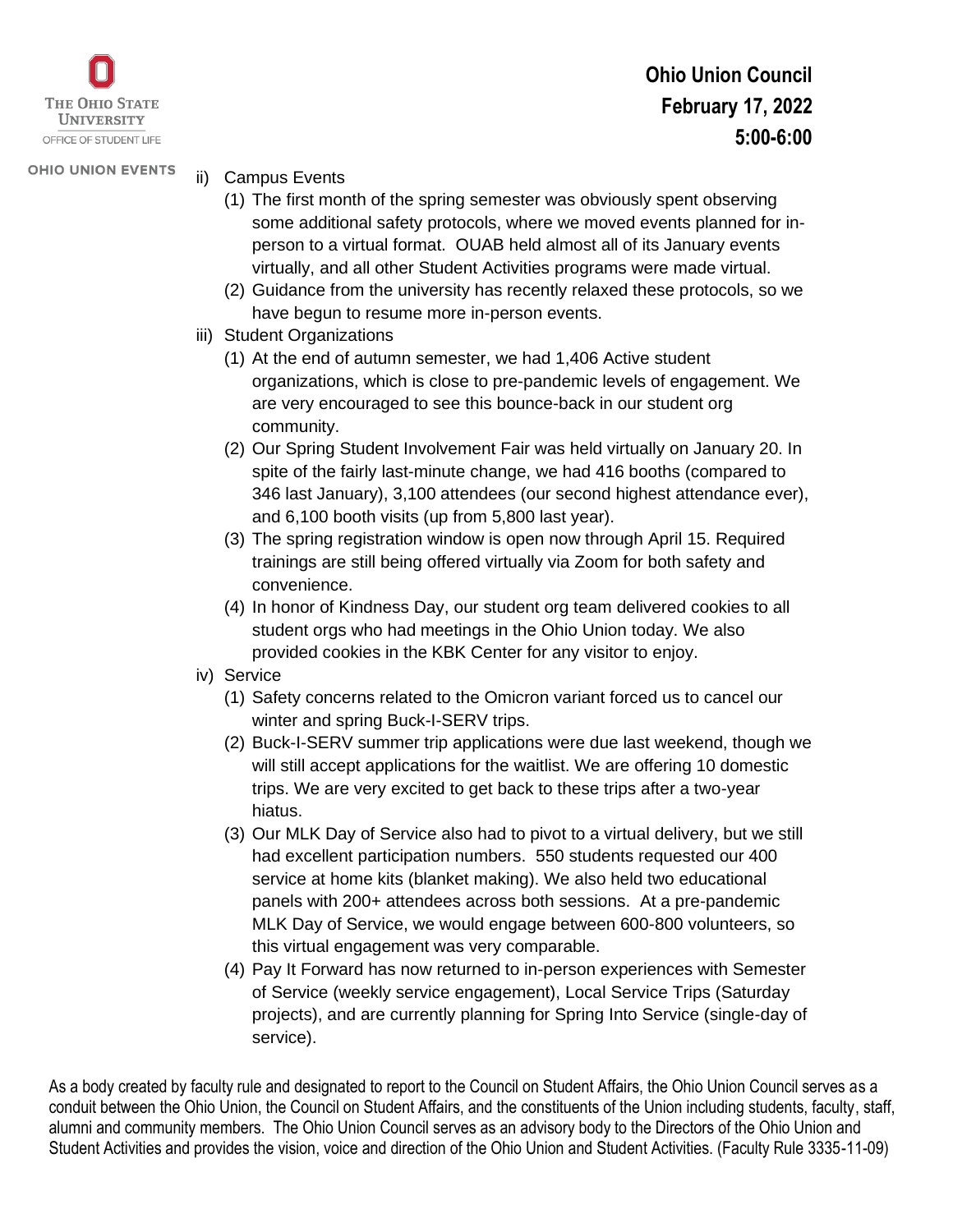ii) Campus Events

(1) The first month of the spring semester was obviously spent observing some additional safety protocols, where we moved events planned for in-person to a virtual format. OUAB held almost all of its January events virtually, and all other Student Activities programs were made virtual.

(2) Guidance from the university has recently relaxed these protocols, so we have begun to resume more in-person events.

iii) Student Organizations

(1) At the end of autumn semester, we had 1,406 Active student organizations, which is close to pre-pandemic levels of engagement. We are very encouraged to see this bounce-back in our student org community.

(2) Our Spring Student Involvement Fair was held virtually on January 20. In spite of the fairly last-minute change, we had 416 booths (compared to 346 last January), 3,100 attendees (our second highest attendance ever), and 6,100 booth visits (up from 5,800 last year).

(3) The spring registration window is open now through April 15. Required trainings are still being offered virtually via Zoom for both safety and convenience.

(4) In honor of Kindness Day, our student org team delivered cookies to all student orgs who had meetings in the Ohio Union today. We also provided cookies in the KBK Center for any visitor to enjoy.

iv) Service

(1) Safety concerns related to the Omicron variant forced us to cancel our winter and spring Buck-I-SERV trips.

(2) Buck-I-SERV summer trip applications were due last weekend, though we will still accept applications for the waitlist. We are offering 10 domestic trips. We are very excited to get back to these trips after a two-year hiatus.

(3) Our MLK Day of Service also had to pivot to a virtual delivery, but we still had excellent participation numbers. 550 students requested our 400 service at home kits (blanket making). We also held two educational panels with 200+ attendees across both sessions. At a pre-pandemic MLK Day of Service, we would engage between 600-800 volunteers, so this virtual engagement was very comparable.

(4) Pay It Forward has now returned to in-person experiences with Semester of Service (weekly service engagement), Local Service Trips (Saturday projects), and are currently planning for Spring Into Service (single-day of service).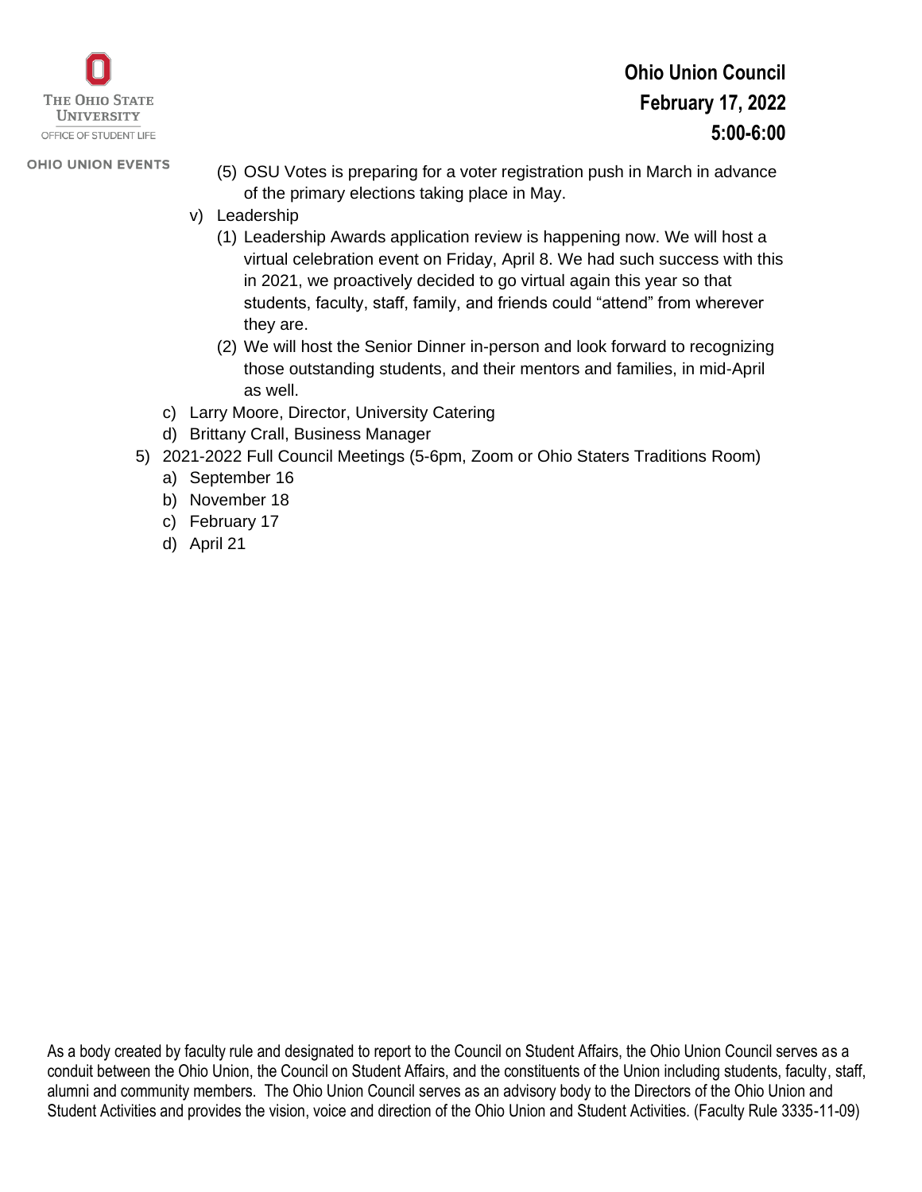(5) OSU Votes is preparing for a voter registration push in March in advance of the primary elections taking place in May.

v) Leadership

(1) Leadership Awards application review is happening now. We will host a virtual celebration event on Friday, April 8. We had such success with this in 2021, we proactively decided to go virtual again this year so that students, faculty, staff, family, and friends could "attend" from wherever they are.

(2) We will host the Senior Dinner in-person and look forward to recognizing those outstanding students, and their mentors and families, in mid-April as well.

c) Larry Moore, Director, University Catering

d) Brittany Crall, Business Manager

5) 2021-2022 Full Council Meetings (5-6pm, Zoom or Ohio Staters Traditions Room)

a) September 16

b) November 18

c) February 17

d) April 21

As a body created by faculty rule and designated to report to the Council on Student Affairs, the Ohio Union Council serves as a conduit between the Ohio Union, the Council on Student Affairs, and the constituents of the Union including students, faculty, staff, alumni and community members. The Ohio Union Council serves as an advisory body to the Directors of the Ohio Union and Student Activities and provides the vision, voice and direction of the Ohio Union and Student Activities. (Faculty Rule 3335-11-09)